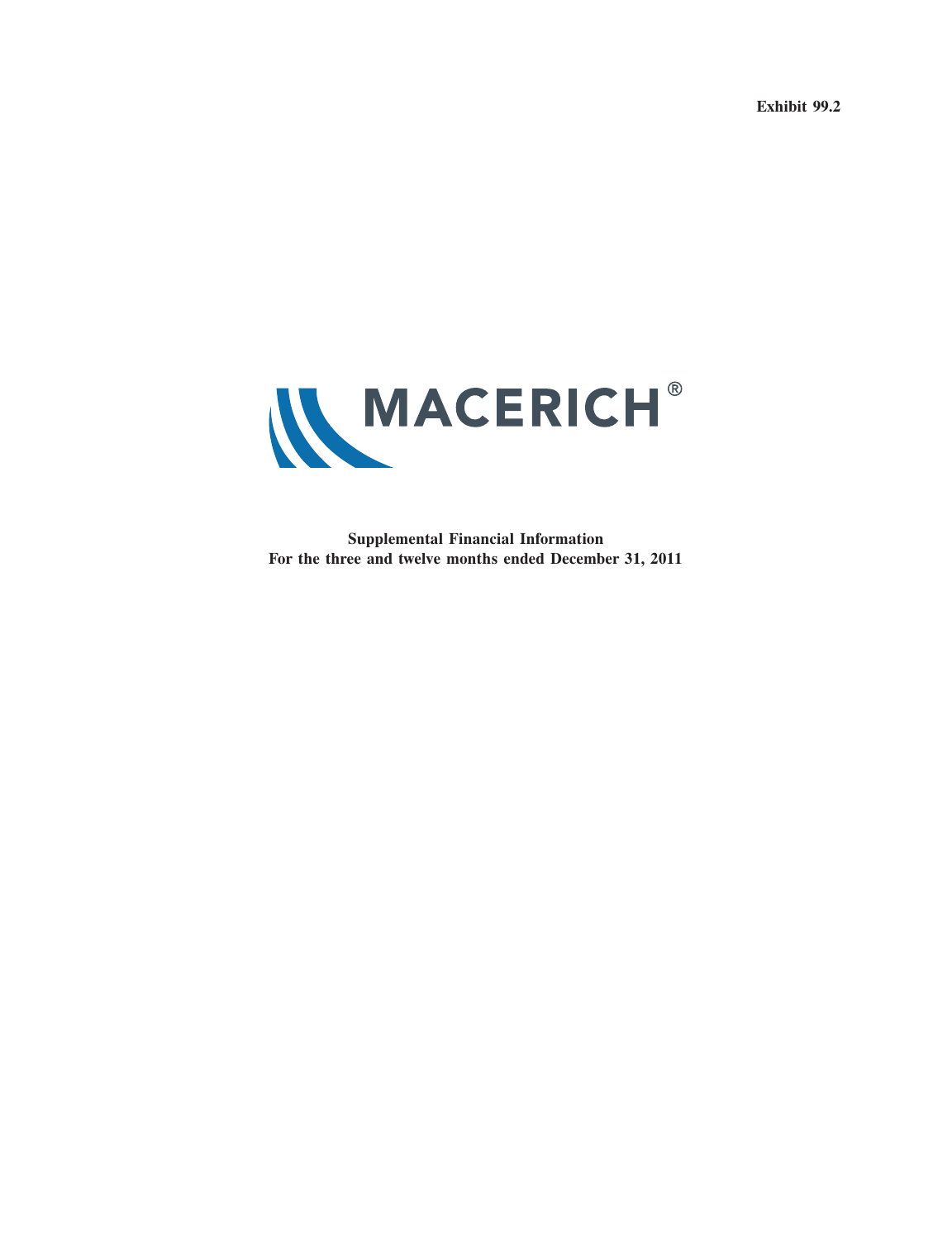Exhibit 99.2

MACERICH®

**Supplemental Financial Information**
**For the three and twelve months ended December 31, 2011**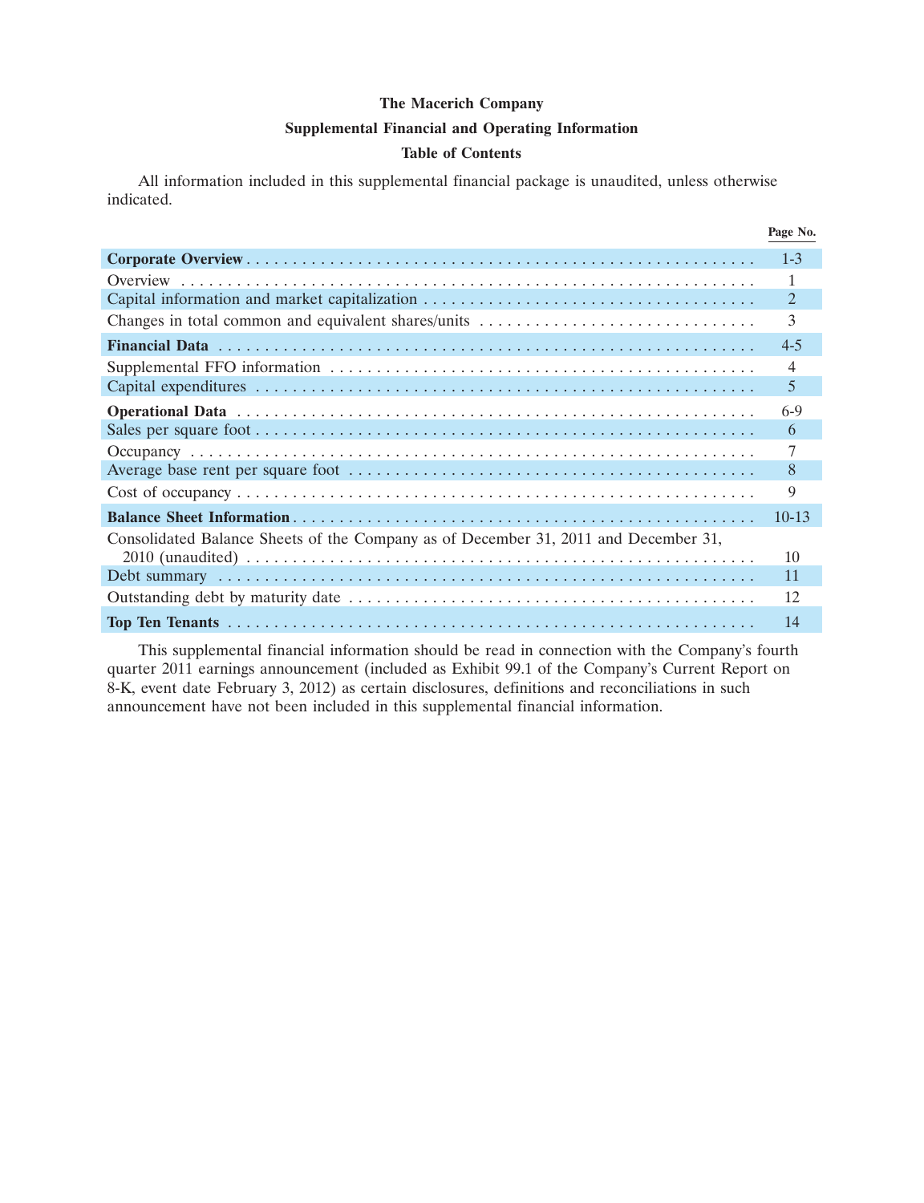# The Macerich Company

## Supplemental Financial and Operating Information

## Table of Contents

All information included in this supplemental financial package is unaudited, unless otherwise indicated.

| | Page No. |
|---|---|
| **Corporate Overview** | 1-3 |
| Overview | 1 |
| Capital information and market capitalization | 2 |
| Changes in total common and equivalent shares/units | 3 |
| **Financial Data** | 4-5 |
| Supplemental FFO information | 4 |
| Capital expenditures | 5 |
| **Operational Data** | 6-9 |
| Sales per square foot | 6 |
| Occupancy | 7 |
| Average base rent per square foot | 8 |
| Cost of occupancy | 9 |
| **Balance Sheet Information** | 10-13 |
| Consolidated Balance Sheets of the Company as of December 31, 2011 and December 31, 2010 (unaudited) | 10 |
| Debt summary | 11 |
| Outstanding debt by maturity date | 12 |
| **Top Ten Tenants** | 14 |

This supplemental financial information should be read in connection with the Company's fourth quarter 2011 earnings announcement (included as Exhibit 99.1 of the Company's Current Report on 8-K, event date February 3, 2012) as certain disclosures, definitions and reconciliations in such announcement have not been included in this supplemental financial information.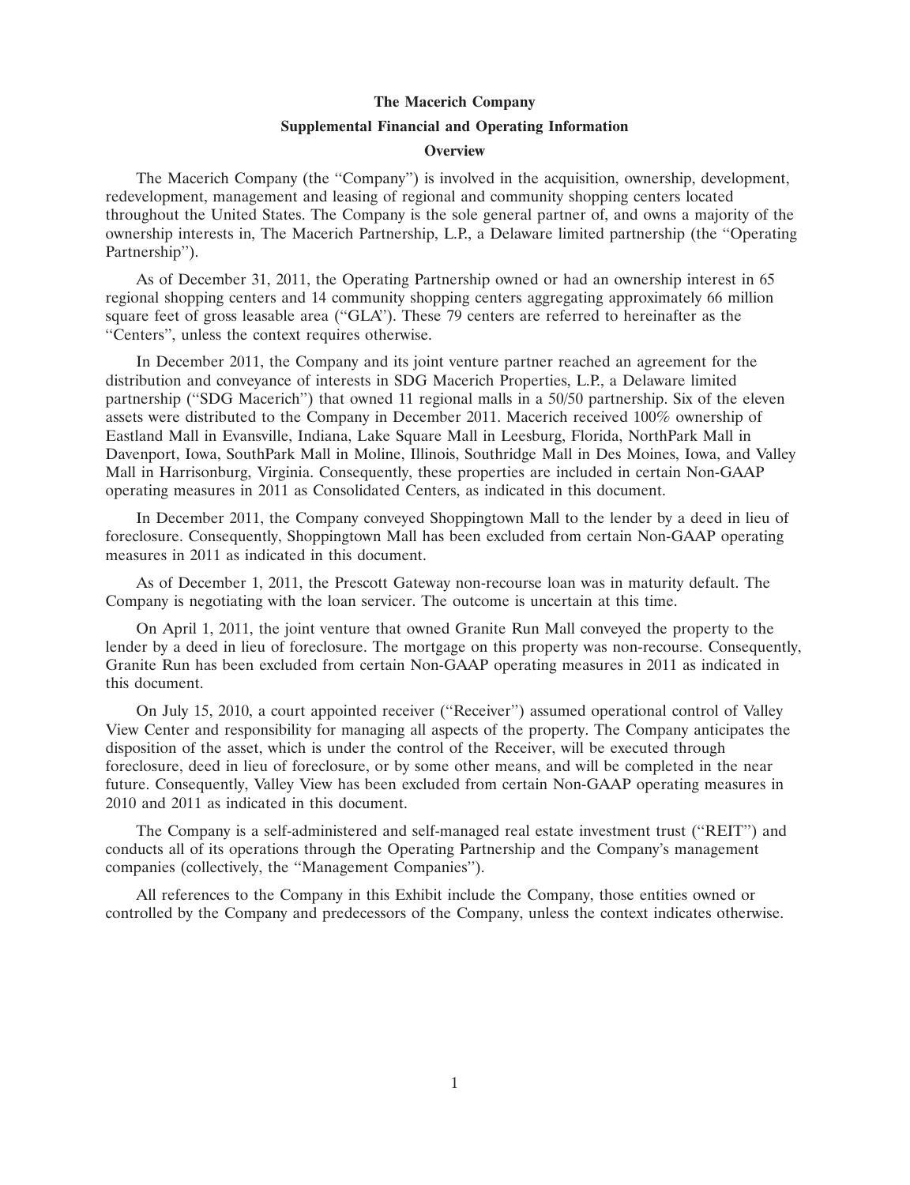# The Macerich Company

## Supplemental Financial and Operating Information

### Overview

The Macerich Company (the "Company") is involved in the acquisition, ownership, development, redevelopment, management and leasing of regional and community shopping centers located throughout the United States. The Company is the sole general partner of, and owns a majority of the ownership interests in, The Macerich Partnership, L.P., a Delaware limited partnership (the "Operating Partnership").

As of December 31, 2011, the Operating Partnership owned or had an ownership interest in 65 regional shopping centers and 14 community shopping centers aggregating approximately 66 million square feet of gross leasable area ("GLA"). These 79 centers are referred to hereinafter as the "Centers", unless the context requires otherwise.

In December 2011, the Company and its joint venture partner reached an agreement for the distribution and conveyance of interests in SDG Macerich Properties, L.P., a Delaware limited partnership ("SDG Macerich") that owned 11 regional malls in a 50/50 partnership. Six of the eleven assets were distributed to the Company in December 2011. Macerich received 100% ownership of Eastland Mall in Evansville, Indiana, Lake Square Mall in Leesburg, Florida, NorthPark Mall in Davenport, Iowa, SouthPark Mall in Moline, Illinois, Southridge Mall in Des Moines, Iowa, and Valley Mall in Harrisonburg, Virginia. Consequently, these properties are included in certain Non-GAAP operating measures in 2011 as Consolidated Centers, as indicated in this document.

In December 2011, the Company conveyed Shoppingtown Mall to the lender by a deed in lieu of foreclosure. Consequently, Shoppingtown Mall has been excluded from certain Non-GAAP operating measures in 2011 as indicated in this document.

As of December 1, 2011, the Prescott Gateway non-recourse loan was in maturity default. The Company is negotiating with the loan servicer. The outcome is uncertain at this time.

On April 1, 2011, the joint venture that owned Granite Run Mall conveyed the property to the lender by a deed in lieu of foreclosure. The mortgage on this property was non-recourse. Consequently, Granite Run has been excluded from certain Non-GAAP operating measures in 2011 as indicated in this document.

On July 15, 2010, a court appointed receiver ("Receiver") assumed operational control of Valley View Center and responsibility for managing all aspects of the property. The Company anticipates the disposition of the asset, which is under the control of the Receiver, will be executed through foreclosure, deed in lieu of foreclosure, or by some other means, and will be completed in the near future. Consequently, Valley View has been excluded from certain Non-GAAP operating measures in 2010 and 2011 as indicated in this document.

The Company is a self-administered and self-managed real estate investment trust ("REIT") and conducts all of its operations through the Operating Partnership and the Company's management companies (collectively, the "Management Companies").

All references to the Company in this Exhibit include the Company, those entities owned or controlled by the Company and predecessors of the Company, unless the context indicates otherwise.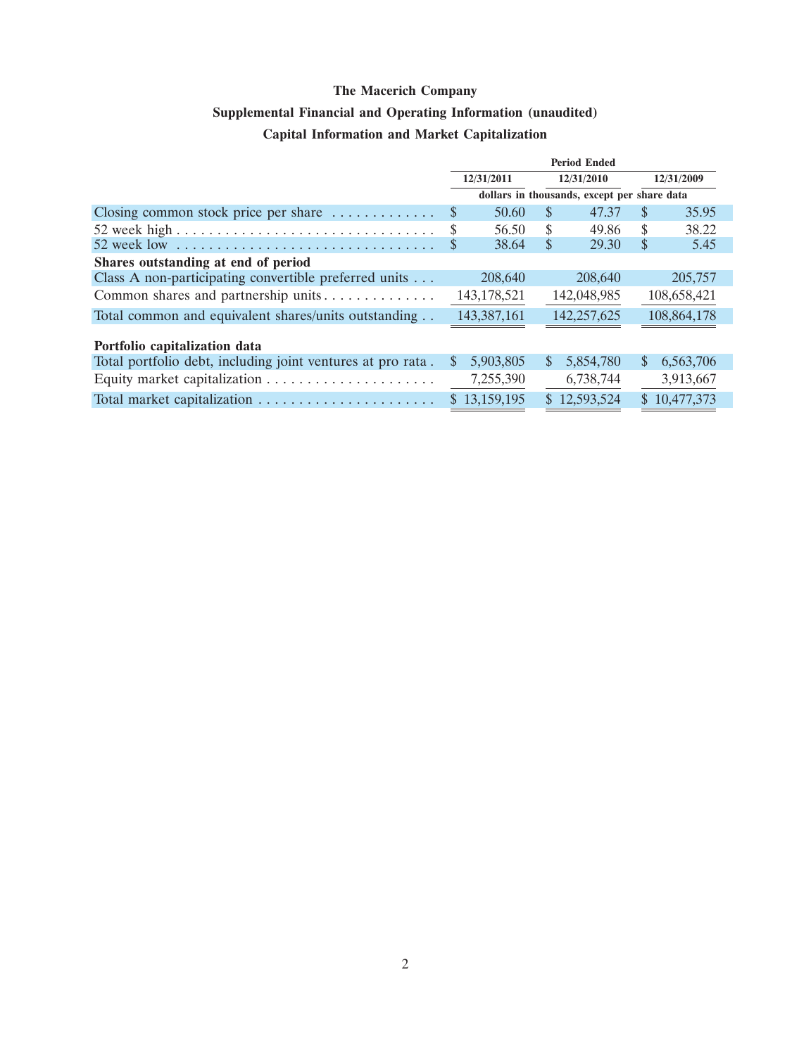# The Macerich Company

## Supplemental Financial and Operating Information (unaudited)

## Capital Information and Market Capitalization

| | Period Ended | | |
|---|---|---|---|
| | 12/31/2011 | 12/31/2010 | 12/31/2009 |
| | dollars in thousands, except per share data | | |
| Closing common stock price per share | $ 50.60 | $ 47.37 | $ 35.95 |
| 52 week high | $ 56.50 | $ 49.86 | $ 38.22 |
| 52 week low | $ 38.64 | $ 29.30 | $ 5.45 |
| **Shares outstanding at end of period** | | | |
| Class A non-participating convertible preferred units | 208,640 | 208,640 | 205,757 |
| Common shares and partnership units | 143,178,521 | 142,048,985 | 108,658,421 |
| Total common and equivalent shares/units outstanding | 143,387,161 | 142,257,625 | 108,864,178 |
| **Portfolio capitalization data** | | | |
| Total portfolio debt, including joint ventures at pro rata | $ 5,903,805 | $ 5,854,780 | $ 6,563,706 |
| Equity market capitalization | 7,255,390 | 6,738,744 | 3,913,667 |
| Total market capitalization | $ 13,159,195 | $ 12,593,524 | $ 10,477,373 |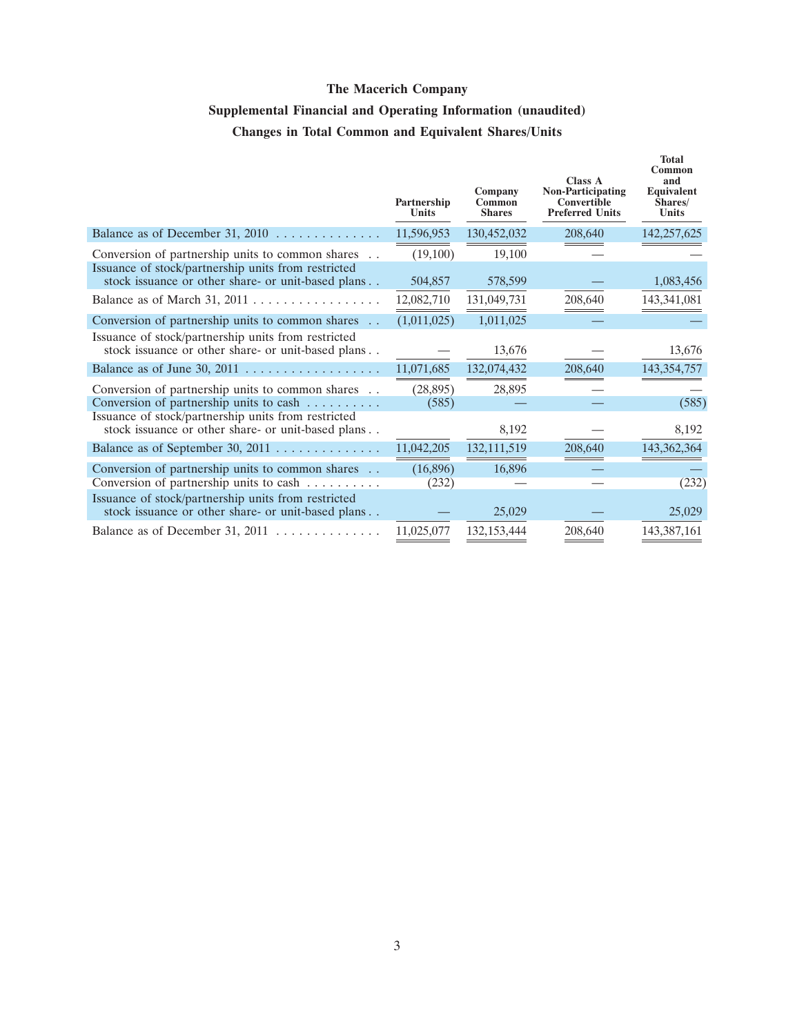# The Macerich Company

## Supplemental Financial and Operating Information (unaudited)

## Changes in Total Common and Equivalent Shares/Units

| | Partnership Units | Company Common Shares | Class A Non-Participating Convertible Preferred Units | Total Common and Equivalent Shares/ Units |
|---|---|---|---|---|
| Balance as of December 31, 2010 | 11,596,953 | 130,452,032 | 208,640 | 142,257,625 |
| Conversion of partnership units to common shares | (19,100) | 19,100 | — | — |
| Issuance of stock/partnership units from restricted stock issuance or other share- or unit-based plans | 504,857 | 578,599 | — | 1,083,456 |
| Balance as of March 31, 2011 | 12,082,710 | 131,049,731 | 208,640 | 143,341,081 |
| Conversion of partnership units to common shares | (1,011,025) | 1,011,025 | — | — |
| Issuance of stock/partnership units from restricted stock issuance or other share- or unit-based plans | — | 13,676 | — | 13,676 |
| Balance as of June 30, 2011 | 11,071,685 | 132,074,432 | 208,640 | 143,354,757 |
| Conversion of partnership units to common shares | (28,895) | 28,895 | — | — |
| Conversion of partnership units to cash | (585) | — | — | (585) |
| Issuance of stock/partnership units from restricted stock issuance or other share- or unit-based plans | | 8,192 | — | 8,192 |
| Balance as of September 30, 2011 | 11,042,205 | 132,111,519 | 208,640 | 143,362,364 |
| Conversion of partnership units to common shares | (16,896) | 16,896 | — | — |
| Conversion of partnership units to cash | (232) | — | — | (232) |
| Issuance of stock/partnership units from restricted stock issuance or other share- or unit-based plans | — | 25,029 | — | 25,029 |
| Balance as of December 31, 2011 | 11,025,077 | 132,153,444 | 208,640 | 143,387,161 |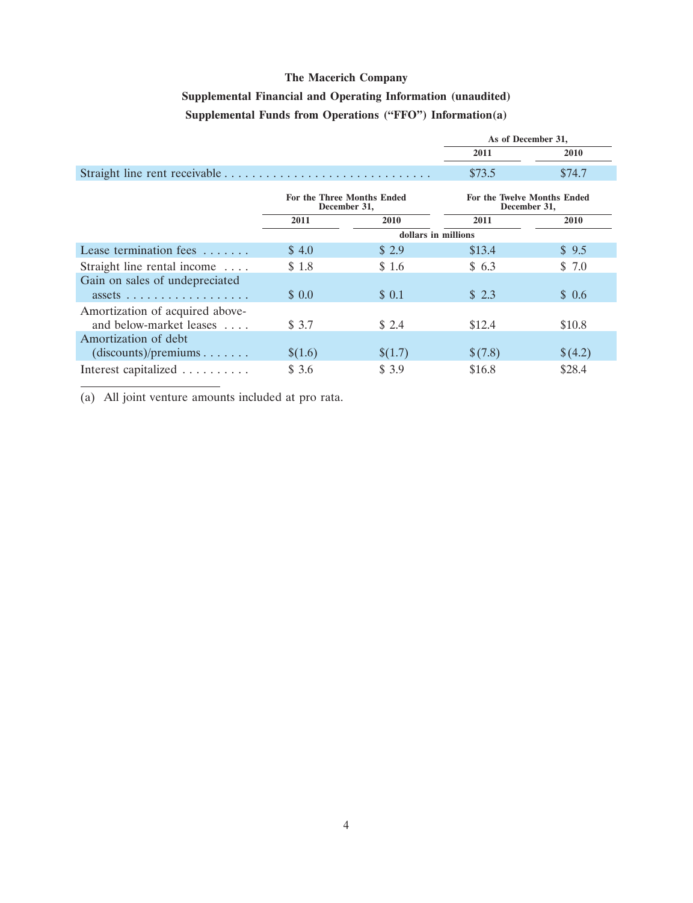**The Macerich Company**

**Supplemental Financial and Operating Information (unaudited)**

**Supplemental Funds from Operations ("FFO") Information(a)**

| | As of December 31, | |
|---|---|---|
| | 2011 | 2010 |
| Straight line rent receivable | $73.5 | $74.7 |

| | For the Three Months Ended December 31, | | For the Twelve Months Ended December 31, | |
|---|---|---|---|---|
| | 2011 | 2010 | 2011 | 2010 |
| | dollars in millions | | | |
| Lease termination fees | $ 4.0 | $ 2.9 | $13.4 | $ 9.5 |
| Straight line rental income | $ 1.8 | $ 1.6 | $ 6.3 | $ 7.0 |
| Gain on sales of undepreciated assets | $ 0.0 | $ 0.1 | $ 2.3 | $ 0.6 |
| Amortization of acquired above- and below-market leases | $ 3.7 | $ 2.4 | $12.4 | $10.8 |
| Amortization of debt (discounts)/premiums | $(1.6) | $(1.7) | $(7.8) | $(4.2) |
| Interest capitalized | $ 3.6 | $ 3.9 | $16.8 | $28.4 |

(a) All joint venture amounts included at pro rata.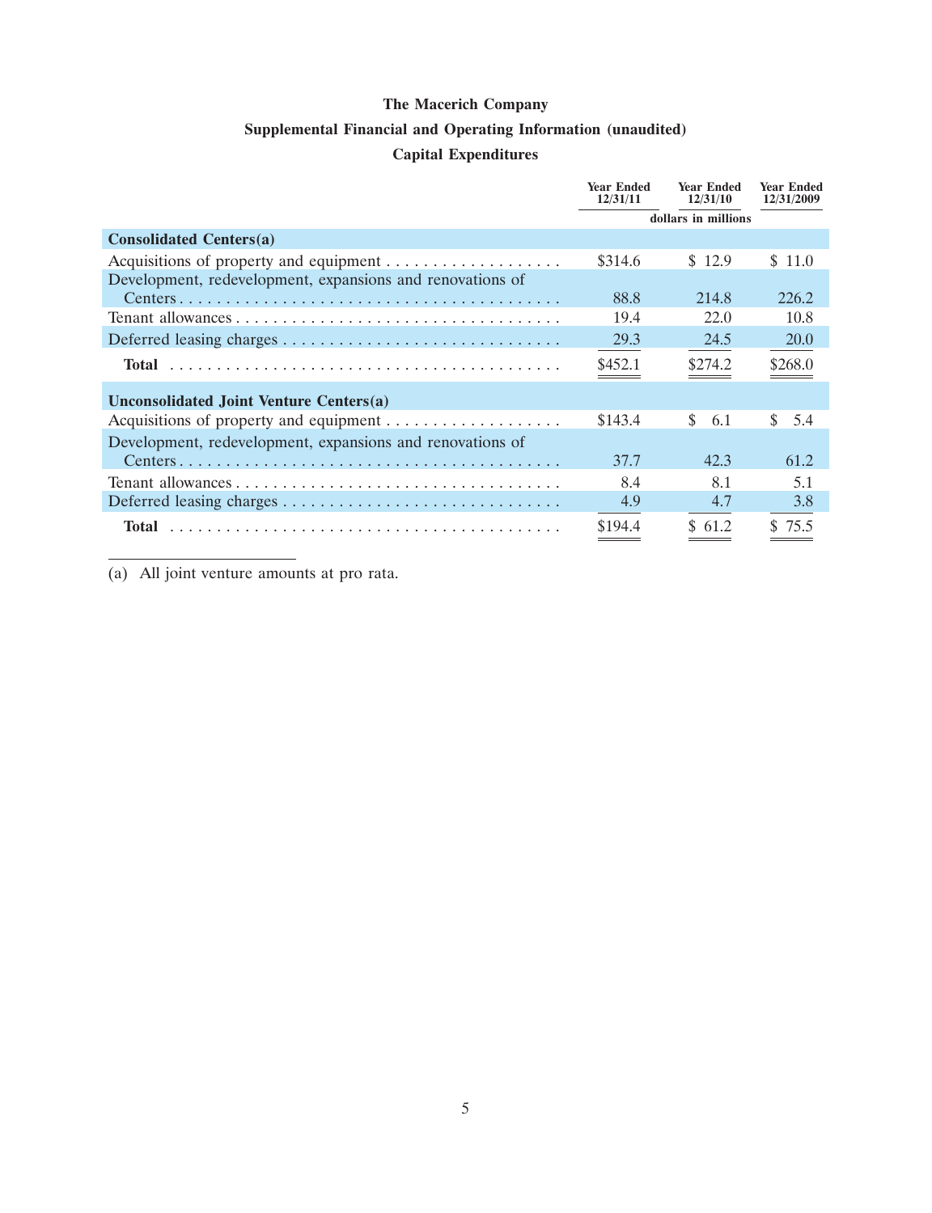# The Macerich Company

## Supplemental Financial and Operating Information (unaudited)

### Capital Expenditures

| | Year Ended 12/31/11 | Year Ended 12/31/10 | Year Ended 12/31/2009 |
|---|---|---|---|
| | dollars in millions | | |
| **Consolidated Centers(a)** | | | |
| Acquisitions of property and equipment | $314.6 | $ 12.9 | $ 11.0 |
| Development, redevelopment, expansions and renovations of Centers | 88.8 | 214.8 | 226.2 |
| Tenant allowances | 19.4 | 22.0 | 10.8 |
| Deferred leasing charges | 29.3 | 24.5 | 20.0 |
| **Total** | $452.1 | $274.2 | $268.0 |
| **Unconsolidated Joint Venture Centers(a)** | | | |
| Acquisitions of property and equipment | $143.4 | $ 6.1 | $ 5.4 |
| Development, redevelopment, expansions and renovations of Centers | 37.7 | 42.3 | 61.2 |
| Tenant allowances | 8.4 | 8.1 | 5.1 |
| Deferred leasing charges | 4.9 | 4.7 | 3.8 |
| **Total** | $194.4 | $ 61.2 | $ 75.5 |

(a) All joint venture amounts at pro rata.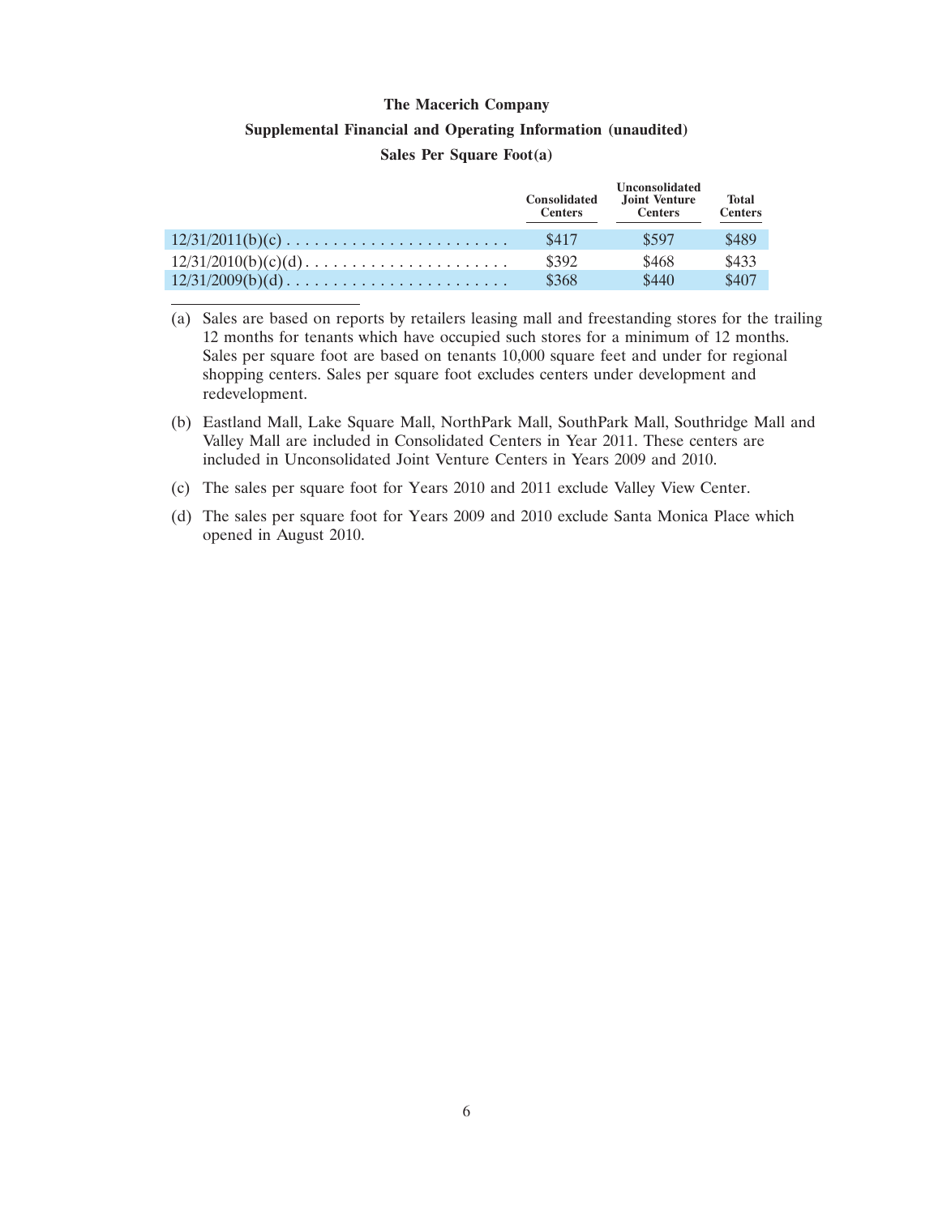**The Macerich Company**

**Supplemental Financial and Operating Information (unaudited)**

**Sales Per Square Foot(a)**

| | Consolidated Centers | Unconsolidated Joint Venture Centers | Total Centers |
|---|---|---|---|
| 12/31/2011(b)(c) | $417 | $597 | $489 |
| 12/31/2010(b)(c)(d) | $392 | $468 | $433 |
| 12/31/2009(b)(d) | $368 | $440 | $407 |

(a) Sales are based on reports by retailers leasing mall and freestanding stores for the trailing 12 months for tenants which have occupied such stores for a minimum of 12 months. Sales per square foot are based on tenants 10,000 square feet and under for regional shopping centers. Sales per square foot excludes centers under development and redevelopment.

(b) Eastland Mall, Lake Square Mall, NorthPark Mall, SouthPark Mall, Southridge Mall and Valley Mall are included in Consolidated Centers in Year 2011. These centers are included in Unconsolidated Joint Venture Centers in Years 2009 and 2010.

(c) The sales per square foot for Years 2010 and 2011 exclude Valley View Center.

(d) The sales per square foot for Years 2009 and 2010 exclude Santa Monica Place which opened in August 2010.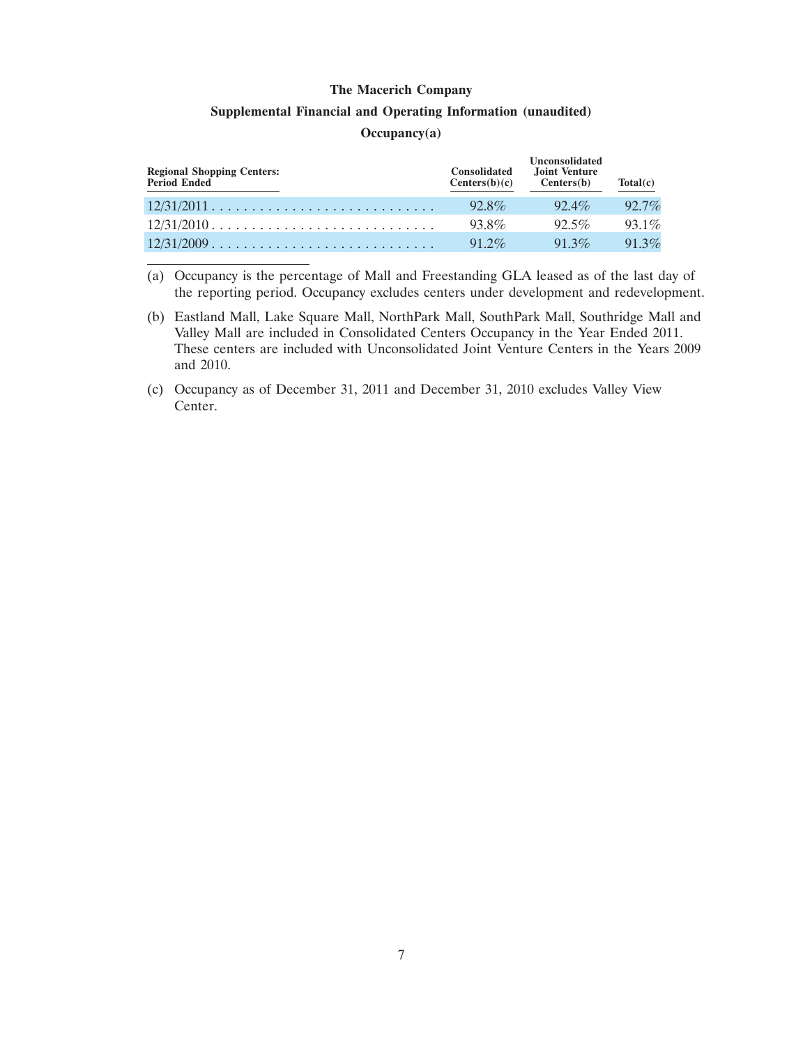**The Macerich Company**

**Supplemental Financial and Operating Information (unaudited)**

**Occupancy(a)**

| Regional Shopping Centers: Period Ended | Consolidated Centers(b)(c) | Unconsolidated Joint Venture Centers(b) | Total(c) |
| --- | --- | --- | --- |
| 12/31/2011 | 92.8% | 92.4% | 92.7% |
| 12/31/2010 | 93.8% | 92.5% | 93.1% |
| 12/31/2009 | 91.2% | 91.3% | 91.3% |

(a) Occupancy is the percentage of Mall and Freestanding GLA leased as of the last day of the reporting period. Occupancy excludes centers under development and redevelopment.

(b) Eastland Mall, Lake Square Mall, NorthPark Mall, SouthPark Mall, Southridge Mall and Valley Mall are included in Consolidated Centers Occupancy in the Year Ended 2011. These centers are included with Unconsolidated Joint Venture Centers in the Years 2009 and 2010.

(c) Occupancy as of December 31, 2011 and December 31, 2010 excludes Valley View Center.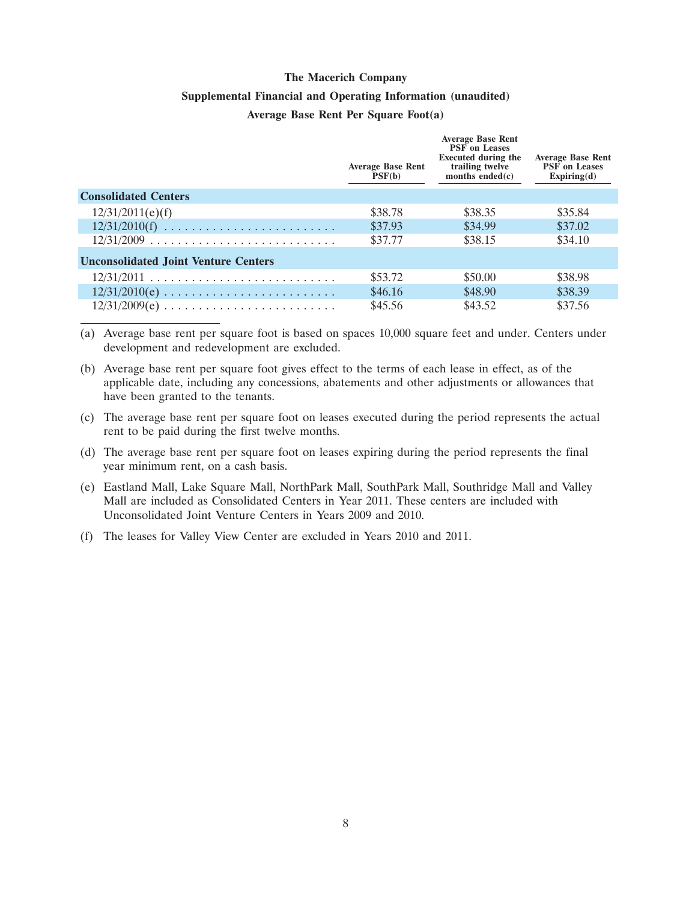**The Macerich Company**

**Supplemental Financial and Operating Information (unaudited)**

**Average Base Rent Per Square Foot(a)**

| | Average Base Rent PSF(b) | Average Base Rent PSF on Leases Executed during the trailing twelve months ended(c) | Average Base Rent PSF on Leases Expiring(d) |
|---|---|---|---|
| **Consolidated Centers** | | | |
| 12/31/2011(e)(f) | $38.78 | $38.35 | $35.84 |
| 12/31/2010(f) | $37.93 | $34.99 | $37.02 |
| 12/31/2009 | $37.77 | $38.15 | $34.10 |
| **Unconsolidated Joint Venture Centers** | | | |
| 12/31/2011 | $53.72 | $50.00 | $38.98 |
| 12/31/2010(e) | $46.16 | $48.90 | $38.39 |
| 12/31/2009(e) | $45.56 | $43.52 | $37.56 |

(a) Average base rent per square foot is based on spaces 10,000 square feet and under. Centers under development and redevelopment are excluded.

(b) Average base rent per square foot gives effect to the terms of each lease in effect, as of the applicable date, including any concessions, abatements and other adjustments or allowances that have been granted to the tenants.

(c) The average base rent per square foot on leases executed during the period represents the actual rent to be paid during the first twelve months.

(d) The average base rent per square foot on leases expiring during the period represents the final year minimum rent, on a cash basis.

(e) Eastland Mall, Lake Square Mall, NorthPark Mall, SouthPark Mall, Southridge Mall and Valley Mall are included as Consolidated Centers in Year 2011. These centers are included with Unconsolidated Joint Venture Centers in Years 2009 and 2010.

(f) The leases for Valley View Center are excluded in Years 2010 and 2011.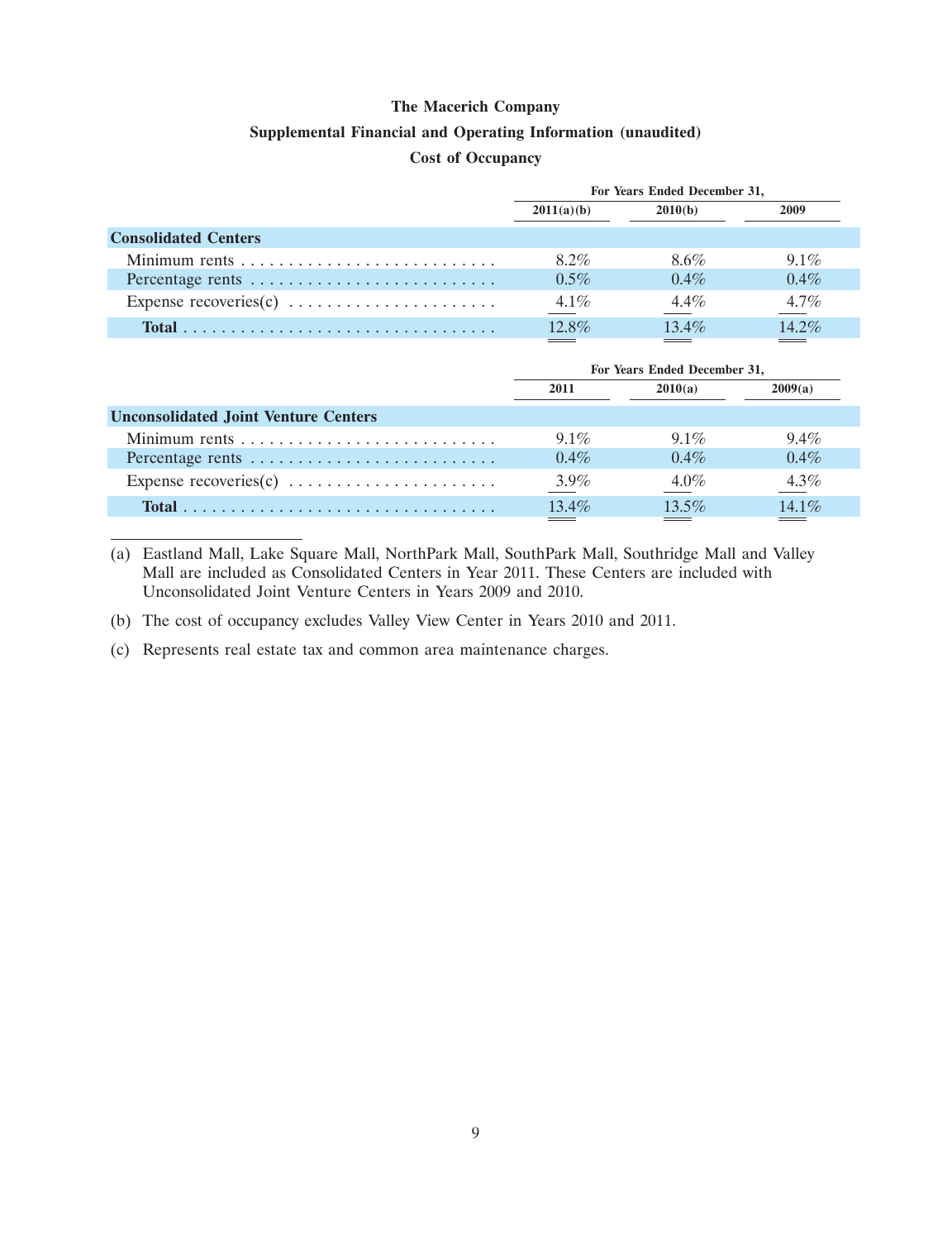# The Macerich Company

## Supplemental Financial and Operating Information (unaudited)

## Cost of Occupancy

| | For Years Ended December 31, | | |
|---|---|---|---|
| | 2011(a)(b) | 2010(b) | 2009 |
| **Consolidated Centers** | | | |
| Minimum rents | 8.2% | 8.6% | 9.1% |
| Percentage rents | 0.5% | 0.4% | 0.4% |
| Expense recoveries(c) | 4.1% | 4.4% | 4.7% |
| **Total** | 12.8% | 13.4% | 14.2% |

| | For Years Ended December 31, | | |
|---|---|---|---|
| | 2011 | 2010(a) | 2009(a) |
| **Unconsolidated Joint Venture Centers** | | | |
| Minimum rents | 9.1% | 9.1% | 9.4% |
| Percentage rents | 0.4% | 0.4% | 0.4% |
| Expense recoveries(c) | 3.9% | 4.0% | 4.3% |
| **Total** | 13.4% | 13.5% | 14.1% |

(a) Eastland Mall, Lake Square Mall, NorthPark Mall, SouthPark Mall, Southridge Mall and Valley Mall are included as Consolidated Centers in Year 2011. These Centers are included with Unconsolidated Joint Venture Centers in Years 2009 and 2010.

(b) The cost of occupancy excludes Valley View Center in Years 2010 and 2011.

(c) Represents real estate tax and common area maintenance charges.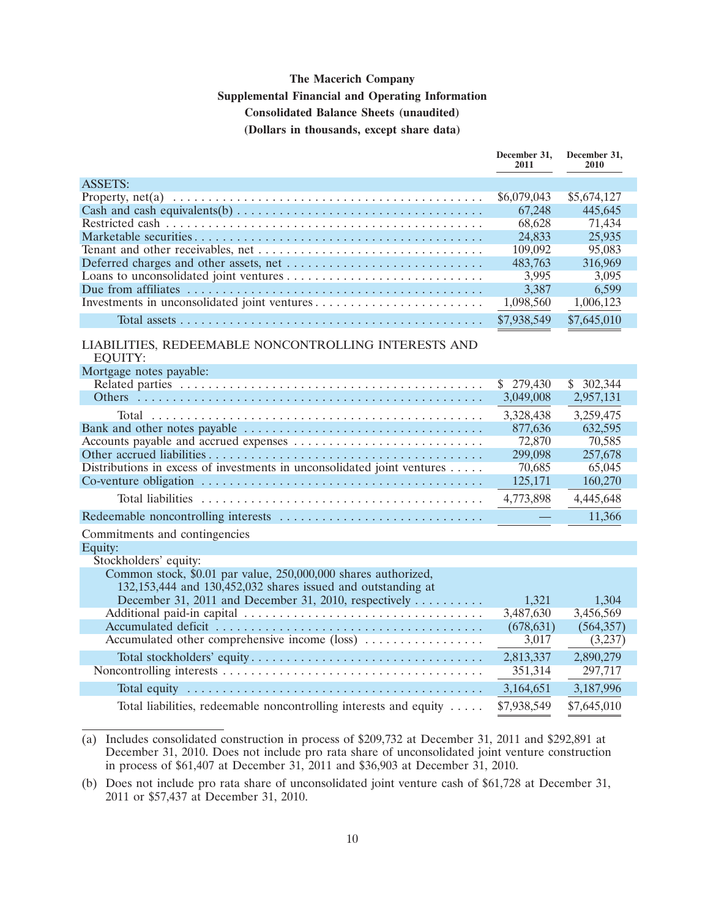**The Macerich Company**

**Supplemental Financial and Operating Information**

**Consolidated Balance Sheets (unaudited)**

**(Dollars in thousands, except share data)**

| | December 31, 2011 | December 31, 2010 |
|---|---|---|
| ASSETS: | | |
| Property, net(a) | $6,079,043 | $5,674,127 |
| Cash and cash equivalents(b) | 67,248 | 445,645 |
| Restricted cash | 68,628 | 71,434 |
| Marketable securities | 24,833 | 25,935 |
| Tenant and other receivables, net | 109,092 | 95,083 |
| Deferred charges and other assets, net | 483,763 | 316,969 |
| Loans to unconsolidated joint ventures | 3,995 | 3,095 |
| Due from affiliates | 3,387 | 6,599 |
| Investments in unconsolidated joint ventures | 1,098,560 | 1,006,123 |
| Total assets | $7,938,549 | $7,645,010 |
| LIABILITIES, REDEEMABLE NONCONTROLLING INTERESTS AND EQUITY: | | |
| Mortgage notes payable: | | |
| Related parties | $ 279,430 | $ 302,344 |
| Others | 3,049,008 | 2,957,131 |
| Total | 3,328,438 | 3,259,475 |
| Bank and other notes payable | 877,636 | 632,595 |
| Accounts payable and accrued expenses | 72,870 | 70,585 |
| Other accrued liabilities | 299,098 | 257,678 |
| Distributions in excess of investments in unconsolidated joint ventures | 70,685 | 65,045 |
| Co-venture obligation | 125,171 | 160,270 |
| Total liabilities | 4,773,898 | 4,445,648 |
| Redeemable noncontrolling interests | — | 11,366 |
| Commitments and contingencies | | |
| Equity: | | |
| Stockholders' equity: | | |
| Common stock, $0.01 par value, 250,000,000 shares authorized, 132,153,444 and 130,452,032 shares issued and outstanding at December 31, 2011 and December 31, 2010, respectively | 1,321 | 1,304 |
| Additional paid-in capital | 3,487,630 | 3,456,569 |
| Accumulated deficit | (678,631) | (564,357) |
| Accumulated other comprehensive income (loss) | 3,017 | (3,237) |
| Total stockholders' equity | 2,813,337 | 2,890,279 |
| Noncontrolling interests | 351,314 | 297,717 |
| Total equity | 3,164,651 | 3,187,996 |
| Total liabilities, redeemable noncontrolling interests and equity | $7,938,549 | $7,645,010 |

(a) Includes consolidated construction in process of $209,732 at December 31, 2011 and $292,891 at December 31, 2010. Does not include pro rata share of unconsolidated joint venture construction in process of $61,407 at December 31, 2011 and $36,903 at December 31, 2010.

(b) Does not include pro rata share of unconsolidated joint venture cash of $61,728 at December 31, 2011 or $57,437 at December 31, 2010.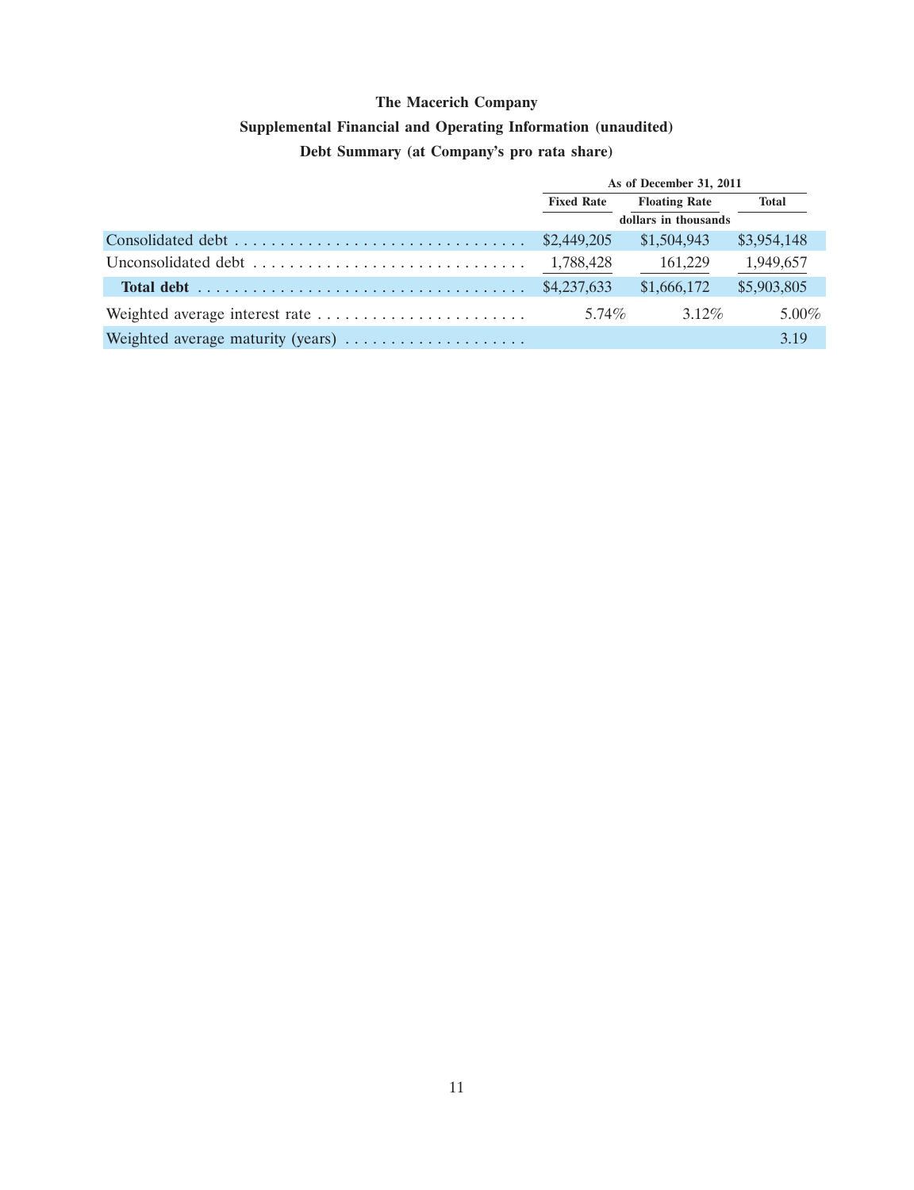**The Macerich Company**

**Supplemental Financial and Operating Information (unaudited)**

**Debt Summary (at Company's pro rata share)**

| | As of December 31, 2011 | | |
|---|---|---|---|
| | Fixed Rate | Floating Rate | Total |
| | | dollars in thousands | |
| Consolidated debt | $2,449,205 | $1,504,943 | $3,954,148 |
| Unconsolidated debt | 1,788,428 | 161,229 | 1,949,657 |
| **Total debt** | $4,237,633 | $1,666,172 | $5,903,805 |
| Weighted average interest rate | 5.74% | 3.12% | 5.00% |
| Weighted average maturity (years) | | | 3.19 |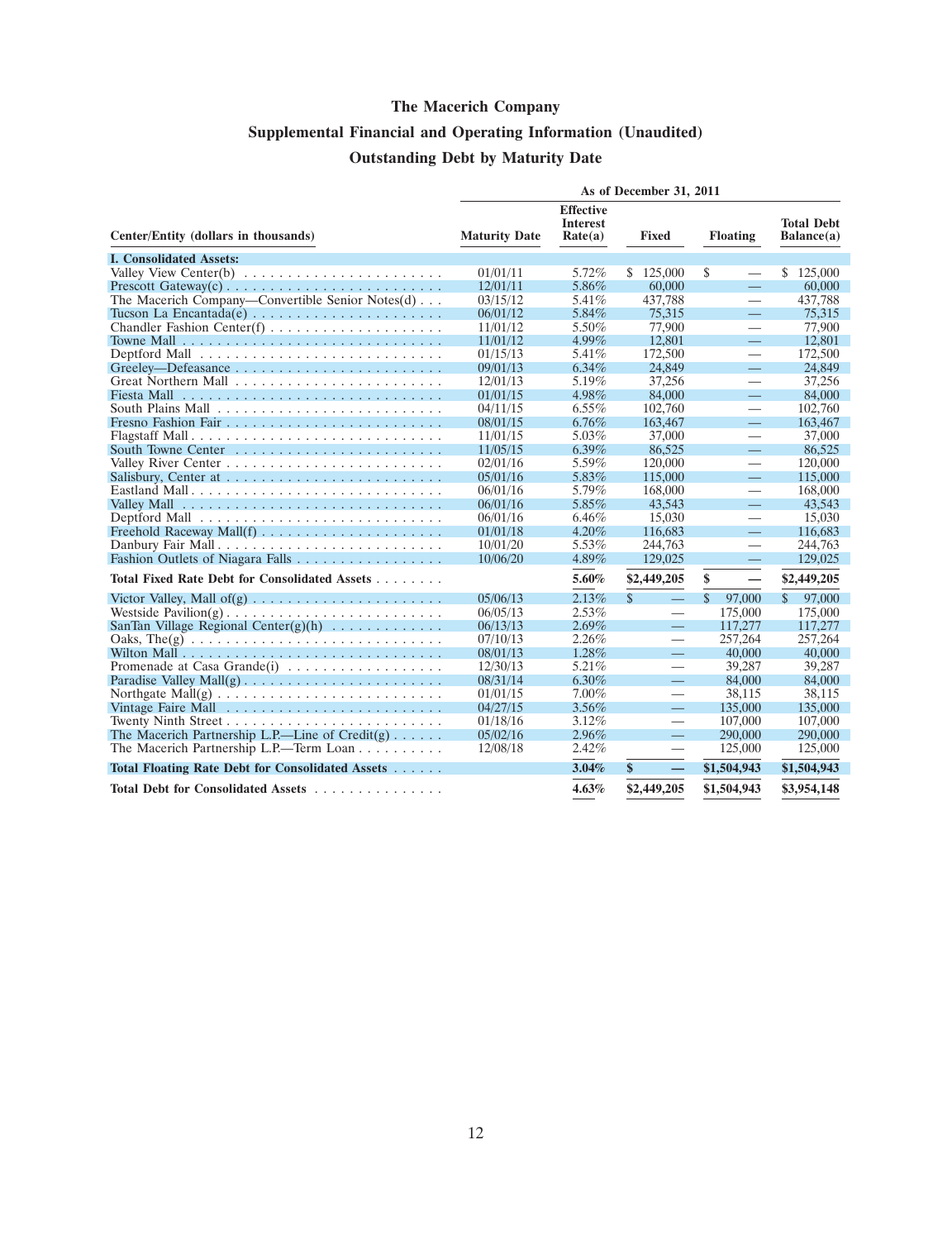# The Macerich Company

## Supplemental Financial and Operating Information (Unaudited)

## Outstanding Debt by Maturity Date

| Center/Entity (dollars in thousands) | As of December 31, 2011 | | | | |
|---|---|---|---|---|---|
| | Maturity Date | Effective Interest Rate(a) | Fixed | Floating | Total Debt Balance(a) |
| **I. Consolidated Assets:** | | | | | |
| Valley View Center(b) | 01/01/11 | 5.72% | $ 125,000 | $ — | $ 125,000 |
| Prescott Gateway(c) | 12/01/11 | 5.86% | 60,000 | — | 60,000 |
| The Macerich Company—Convertible Senior Notes(d) | 03/15/12 | 5.41% | 437,788 | — | 437,788 |
| Tucson La Encantada(e) | 06/01/12 | 5.84% | 75,315 | — | 75,315 |
| Chandler Fashion Center(f) | 11/01/12 | 5.50% | 77,900 | — | 77,900 |
| Towne Mall | 11/01/12 | 4.99% | 12,801 | — | 12,801 |
| Deptford Mall | 01/15/13 | 5.41% | 172,500 | — | 172,500 |
| Greeley—Defeasance | 09/01/13 | 6.34% | 24,849 | — | 24,849 |
| Great Northern Mall | 12/01/13 | 5.19% | 37,256 | — | 37,256 |
| Fiesta Mall | 01/01/15 | 4.98% | 84,000 | — | 84,000 |
| South Plains Mall | 04/11/15 | 6.55% | 102,760 | — | 102,760 |
| Fresno Fashion Fair | 08/01/15 | 6.76% | 163,467 | — | 163,467 |
| Flagstaff Mall | 11/01/15 | 5.03% | 37,000 | — | 37,000 |
| South Towne Center | 11/05/15 | 6.39% | 86,525 | — | 86,525 |
| Valley River Center | 02/01/16 | 5.59% | 120,000 | — | 120,000 |
| Salisbury, Center at | 05/01/16 | 5.83% | 115,000 | — | 115,000 |
| Eastland Mall | 06/01/16 | 5.79% | 168,000 | — | 168,000 |
| Valley Mall | 06/01/16 | 5.85% | 43,543 | — | 43,543 |
| Deptford Mall | 06/01/16 | 6.46% | 15,030 | — | 15,030 |
| Freehold Raceway Mall(f) | 01/01/18 | 4.20% | 116,683 | — | 116,683 |
| Danbury Fair Mall | 10/01/20 | 5.53% | 244,763 | — | 244,763 |
| Fashion Outlets of Niagara Falls | 10/06/20 | 4.89% | 129,025 | — | 129,025 |
| **Total Fixed Rate Debt for Consolidated Assets** | | **5.60%** | **$2,449,205** | **$ —** | **$2,449,205** |
| Victor Valley, Mall of(g) | 05/06/13 | 2.13% | $ — | $ 97,000 | $ 97,000 |
| Westside Pavilion(g) | 06/05/13 | 2.53% | — | 175,000 | 175,000 |
| SanTan Village Regional Center(g)(h) | 06/13/13 | 2.69% | — | 117,277 | 117,277 |
| Oaks, The(g) | 07/10/13 | 2.26% | — | 257,264 | 257,264 |
| Wilton Mall | 08/01/13 | 1.28% | — | 40,000 | 40,000 |
| Promenade at Casa Grande(i) | 12/30/13 | 5.21% | — | 39,287 | 39,287 |
| Paradise Valley Mall(g) | 08/31/14 | 6.30% | — | 84,000 | 84,000 |
| Northgate Mall(g) | 01/01/15 | 7.00% | — | 38,115 | 38,115 |
| Vintage Faire Mall | 04/27/15 | 3.56% | — | 135,000 | 135,000 |
| Twenty Ninth Street | 01/18/16 | 3.12% | — | 107,000 | 107,000 |
| The Macerich Partnership L.P.—Line of Credit(g) | 05/02/16 | 2.96% | — | 290,000 | 290,000 |
| The Macerich Partnership L.P.—Term Loan | 12/08/18 | 2.42% | — | 125,000 | 125,000 |
| **Total Floating Rate Debt for Consolidated Assets** | | **3.04%** | **$ —** | **$1,504,943** | **$1,504,943** |
| **Total Debt for Consolidated Assets** | | **4.63%** | **$2,449,205** | **$1,504,943** | **$3,954,148** |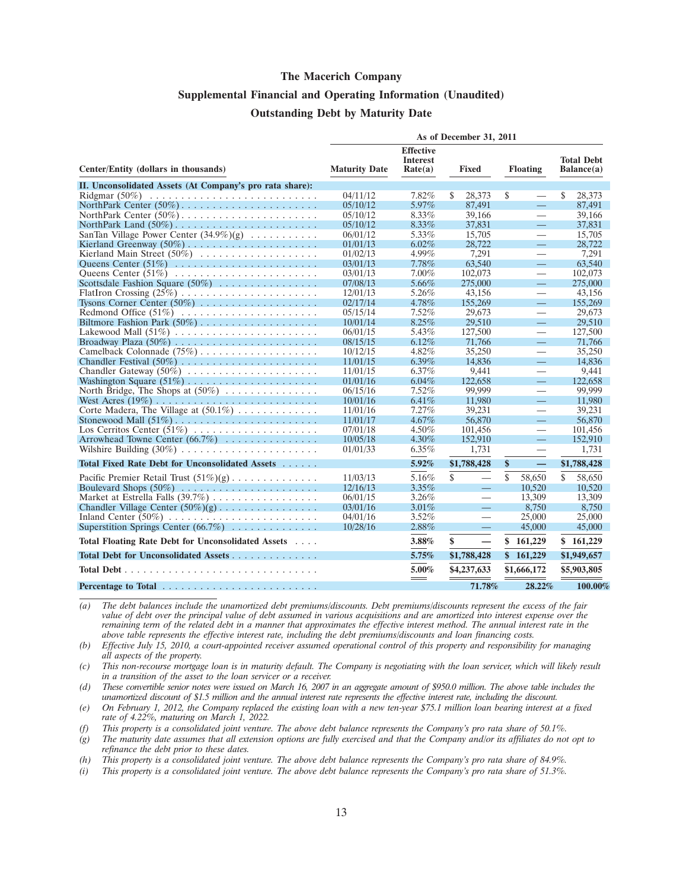# The Macerich Company

## Supplemental Financial and Operating Information (Unaudited)

## Outstanding Debt by Maturity Date

| Center/Entity (dollars in thousands) | As of December 31, 2011 | | | | |
|---|---|---|---|---|---|
| | Maturity Date | Effective Interest Rate(a) | Fixed | Floating | Total Debt Balance(a) |
| **II. Unconsolidated Assets (At Company's pro rata share):** | | | | | |
| Ridgmar (50%) | 04/11/12 | 7.82% | $ 28,373 | $ — | $ 28,373 |
| NorthPark Center (50%) | 05/10/12 | 5.97% | 87,491 | — | 87,491 |
| NorthPark Center (50%) | 05/10/12 | 8.33% | 39,166 | — | 39,166 |
| NorthPark Land (50%) | 05/10/12 | 8.33% | 37,831 | — | 37,831 |
| SanTan Village Power Center (34.9%)(g) | 06/01/12 | 5.33% | 15,705 | — | 15,705 |
| Kierland Greenway (50%) | 01/01/13 | 6.02% | 28,722 | — | 28,722 |
| Kierland Main Street (50%) | 01/02/13 | 4.99% | 7,291 | — | 7,291 |
| Queens Center (51%) | 03/01/13 | 7.78% | 63,540 | — | 63,540 |
| Queens Center (51%) | 03/01/13 | 7.00% | 102,073 | — | 102,073 |
| Scottsdale Fashion Square (50%) | 07/08/13 | 5.66% | 275,000 | — | 275,000 |
| FlatIron Crossing (25%) | 12/01/13 | 5.26% | 43,156 | — | 43,156 |
| Tysons Corner Center (50%) | 02/17/14 | 4.78% | 155,269 | — | 155,269 |
| Redmond Office (51%) | 05/15/14 | 7.52% | 29,673 | — | 29,673 |
| Biltmore Fashion Park (50%) | 10/01/14 | 8.25% | 29,510 | — | 29,510 |
| Lakewood Mall (51%) | 06/01/15 | 5.43% | 127,500 | — | 127,500 |
| Broadway Plaza (50%) | 08/15/15 | 6.12% | 71,766 | — | 71,766 |
| Camelback Colonnade (75%) | 10/12/15 | 4.82% | 35,250 | — | 35,250 |
| Chandler Festival (50%) | 11/01/15 | 6.39% | 14,836 | — | 14,836 |
| Chandler Gateway (50%) | 11/01/15 | 6.37% | 9,441 | — | 9,441 |
| Washington Square (51%) | 01/01/16 | 6.04% | 122,658 | — | 122,658 |
| North Bridge, The Shops at (50%) | 06/15/16 | 7.52% | 99,999 | — | 99,999 |
| West Acres (19%) | 10/01/16 | 6.41% | 11,980 | — | 11,980 |
| Corte Madera, The Village at (50.1%) | 11/01/16 | 7.27% | 39,231 | — | 39,231 |
| Stonewood Mall (51%) | 11/01/17 | 4.67% | 56,870 | — | 56,870 |
| Los Cerritos Center (51%) | 07/01/18 | 4.50% | 101,456 | — | 101,456 |
| Arrowhead Towne Center (66.7%) | 10/05/18 | 4.30% | 152,910 | — | 152,910 |
| Wilshire Building (30%) | 01/01/33 | 6.35% | 1,731 | — | 1,731 |
| **Total Fixed Rate Debt for Unconsolidated Assets** | | **5.92%** | **$1,788,428** | **$ —** | **$1,788,428** |
| Pacific Premier Retail Trust (51%)(g) | 11/03/13 | 5.16% | $ — | $ 58,650 | $ 58,650 |
| Boulevard Shops (50%) | 12/16/13 | 3.35% | — | 10,520 | 10,520 |
| Market at Estrella Falls (39.7%) | 06/01/15 | 3.26% | — | 13,309 | 13,309 |
| Chandler Village Center (50%)(g) | 03/01/16 | 3.01% | — | 8,750 | 8,750 |
| Inland Center (50%) | 04/01/16 | 3.52% | — | 25,000 | 25,000 |
| Superstition Springs Center (66.7%) | 10/28/16 | 2.88% | — | 45,000 | 45,000 |
| **Total Floating Rate Debt for Unconsolidated Assets** | | **3.88%** | **$ —** | **$ 161,229** | **$ 161,229** |
| **Total Debt for Unconsolidated Assets** | | **5.75%** | **$1,788,428** | **$ 161,229** | **$1,949,657** |
| **Total Debt** | | **5.00%** | **$4,237,633** | **$1,666,172** | **$5,903,805** |
| **Percentage to Total** | | | **71.78%** | **28.22%** | **100.00%** |

*(a) The debt balances include the unamortized debt premiums/discounts. Debt premiums/discounts represent the excess of the fair value of debt over the principal value of debt assumed in various acquisitions and are amortized into interest expense over the remaining term of the related debt in a manner that approximates the effective interest method. The annual interest rate in the above table represents the effective interest rate, including the debt premiums/discounts and loan financing costs.*

*(b) Effective July 15, 2010, a court-appointed receiver assumed operational control of this property and responsibility for managing all aspects of the property.*

*(c) This non-recourse mortgage loan is in maturity default. The Company is negotiating with the loan servicer, which will likely result in a transition of the asset to the loan servicer or a receiver.*

*(d) These convertible senior notes were issued on March 16, 2007 in an aggregate amount of $950.0 million. The above table includes the unamortized discount of $1.5 million and the annual interest rate represents the effective interest rate, including the discount.*

*(e) On February 1, 2012, the Company replaced the existing loan with a new ten-year $75.1 million loan bearing interest at a fixed rate of 4.22%, maturing on March 1, 2022.*

*(f) This property is a consolidated joint venture. The above debt balance represents the Company's pro rata share of 50.1%.*

*(g) The maturity date assumes that all extension options are fully exercised and that the Company and/or its affiliates do not opt to refinance the debt prior to these dates.*

*(h) This property is a consolidated joint venture. The above debt balance represents the Company's pro rata share of 84.9%.*

*(i) This property is a consolidated joint venture. The above debt balance represents the Company's pro rata share of 51.3%.*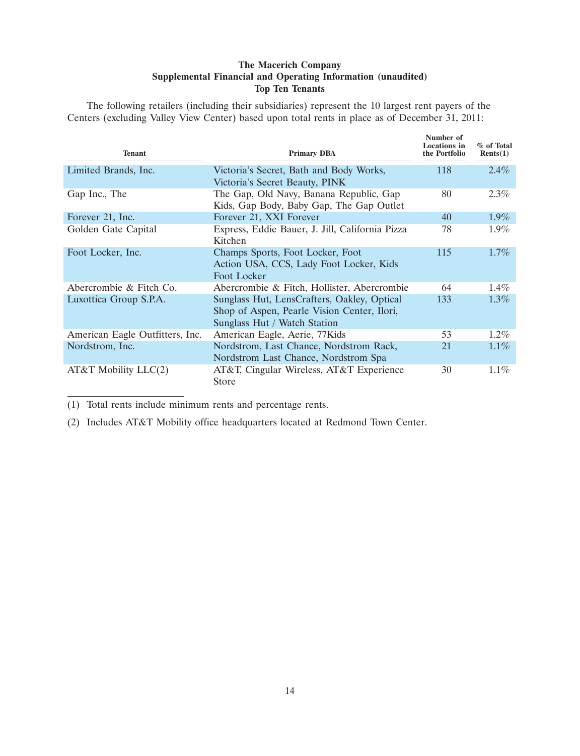**The Macerich Company**
**Supplemental Financial and Operating Information (unaudited)**
**Top Ten Tenants**

The following retailers (including their subsidiaries) represent the 10 largest rent payers of the Centers (excluding Valley View Center) based upon total rents in place as of December 31, 2011:

| Tenant | Primary DBA | Number of Locations in the Portfolio | % of Total Rents(1) |
|---|---|---|---|
| Limited Brands, Inc. | Victoria's Secret, Bath and Body Works, Victoria's Secret Beauty, PINK | 118 | 2.4% |
| Gap Inc., The | The Gap, Old Navy, Banana Republic, Gap Kids, Gap Body, Baby Gap, The Gap Outlet | 80 | 2.3% |
| Forever 21, Inc. | Forever 21, XXI Forever | 40 | 1.9% |
| Golden Gate Capital | Express, Eddie Bauer, J. Jill, California Pizza Kitchen | 78 | 1.9% |
| Foot Locker, Inc. | Champs Sports, Foot Locker, Foot Action USA, CCS, Lady Foot Locker, Kids Foot Locker | 115 | 1.7% |
| Abercrombie & Fitch Co. | Abercrombie & Fitch, Hollister, Abercrombie | 64 | 1.4% |
| Luxottica Group S.P.A. | Sunglass Hut, LensCrafters, Oakley, Optical Shop of Aspen, Pearle Vision Center, Ilori, Sunglass Hut / Watch Station | 133 | 1.3% |
| American Eagle Outfitters, Inc. | American Eagle, Aerie, 77Kids | 53 | 1.2% |
| Nordstrom, Inc. | Nordstrom, Last Chance, Nordstrom Rack, Nordstrom Last Chance, Nordstrom Spa | 21 | 1.1% |
| AT&T Mobility LLC(2) | AT&T, Cingular Wireless, AT&T Experience Store | 30 | 1.1% |

(1) Total rents include minimum rents and percentage rents.

(2) Includes AT&T Mobility office headquarters located at Redmond Town Center.